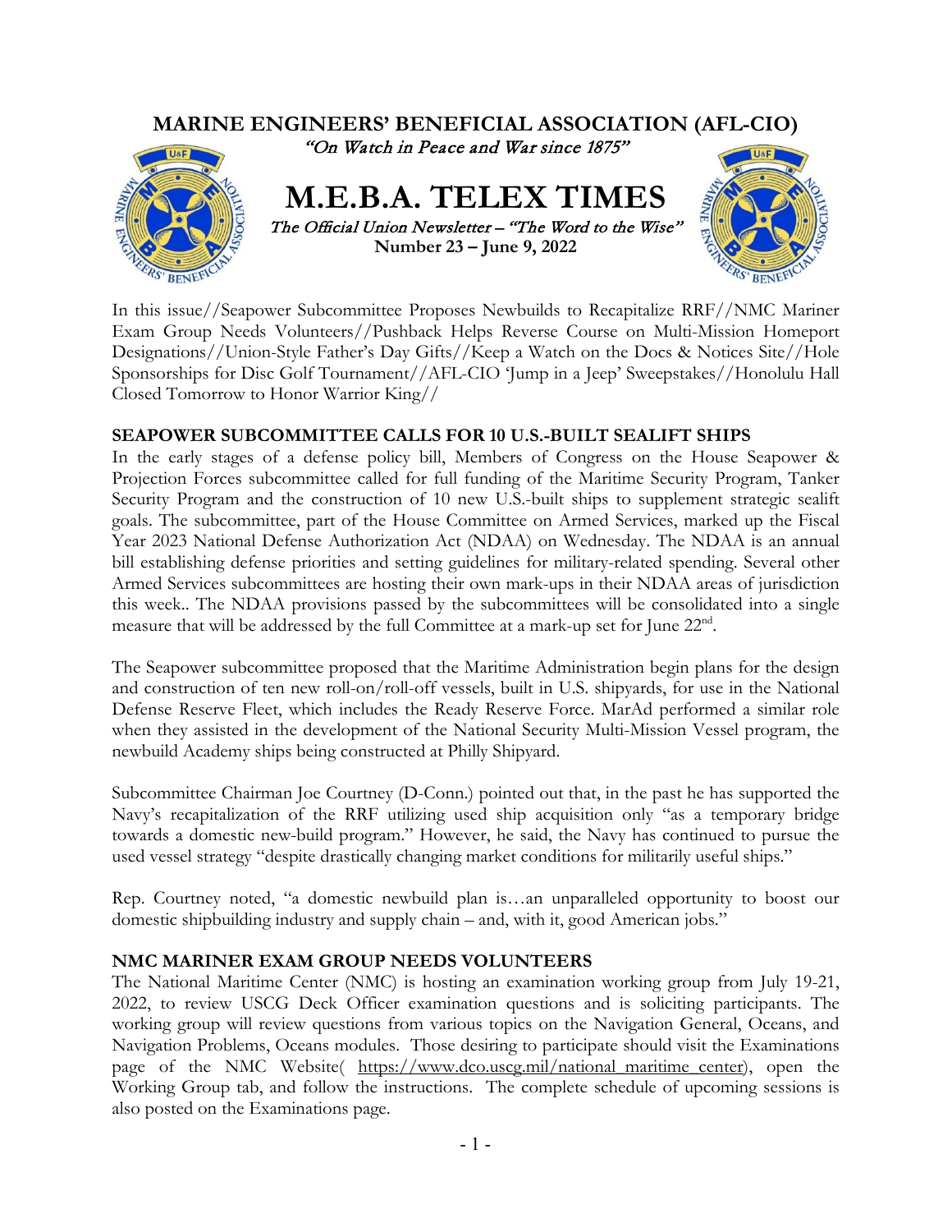# MARINE ENGINEERS' BENEFICIAL ASSOCIATION (AFL-CIO)

*"On Watch in Peace and War since 1875"*

# M.E.B.A. TELEX TIMES

*The Official Union Newsletter – "The Word to the Wise"*

**Number 23 – June 9, 2022**

In this issue//Seapower Subcommittee Proposes Newbuilds to Recapitalize RRF//NMC Mariner Exam Group Needs Volunteers//Pushback Helps Reverse Course on Multi-Mission Homeport Designations//Union-Style Father's Day Gifts//Keep a Watch on the Docs & Notices Site//Hole Sponsorships for Disc Golf Tournament//AFL-CIO 'Jump in a Jeep' Sweepstakes//Honolulu Hall Closed Tomorrow to Honor Warrior King//

## SEAPOWER SUBCOMMITTEE CALLS FOR 10 U.S.-BUILT SEALIFT SHIPS

In the early stages of a defense policy bill, Members of Congress on the House Seapower & Projection Forces subcommittee called for full funding of the Maritime Security Program, Tanker Security Program and the construction of 10 new U.S.-built ships to supplement strategic sealift goals. The subcommittee, part of the House Committee on Armed Services, marked up the Fiscal Year 2023 National Defense Authorization Act (NDAA) on Wednesday. The NDAA is an annual bill establishing defense priorities and setting guidelines for military-related spending. Several other Armed Services subcommittees are hosting their own mark-ups in their NDAA areas of jurisdiction this week.. The NDAA provisions passed by the subcommittees will be consolidated into a single measure that will be addressed by the full Committee at a mark-up set for June 22nd.

The Seapower subcommittee proposed that the Maritime Administration begin plans for the design and construction of ten new roll-on/roll-off vessels, built in U.S. shipyards, for use in the National Defense Reserve Fleet, which includes the Ready Reserve Force. MarAd performed a similar role when they assisted in the development of the National Security Multi-Mission Vessel program, the newbuild Academy ships being constructed at Philly Shipyard.

Subcommittee Chairman Joe Courtney (D-Conn.) pointed out that, in the past he has supported the Navy's recapitalization of the RRF utilizing used ship acquisition only "as a temporary bridge towards a domestic new-build program." However, he said, the Navy has continued to pursue the used vessel strategy "despite drastically changing market conditions for militarily useful ships."

Rep. Courtney noted, "a domestic newbuild plan is…an unparalleled opportunity to boost our domestic shipbuilding industry and supply chain – and, with it, good American jobs."

## NMC MARINER EXAM GROUP NEEDS VOLUNTEERS

The National Maritime Center (NMC) is hosting an examination working group from July 19-21, 2022, to review USCG Deck Officer examination questions and is soliciting participants. The working group will review questions from various topics on the Navigation General, Oceans, and Navigation Problems, Oceans modules. Those desiring to participate should visit the Examinations page of the NMC Website( https://www.dco.uscg.mil/national_maritime_center), open the Working Group tab, and follow the instructions. The complete schedule of upcoming sessions is also posted on the Examinations page.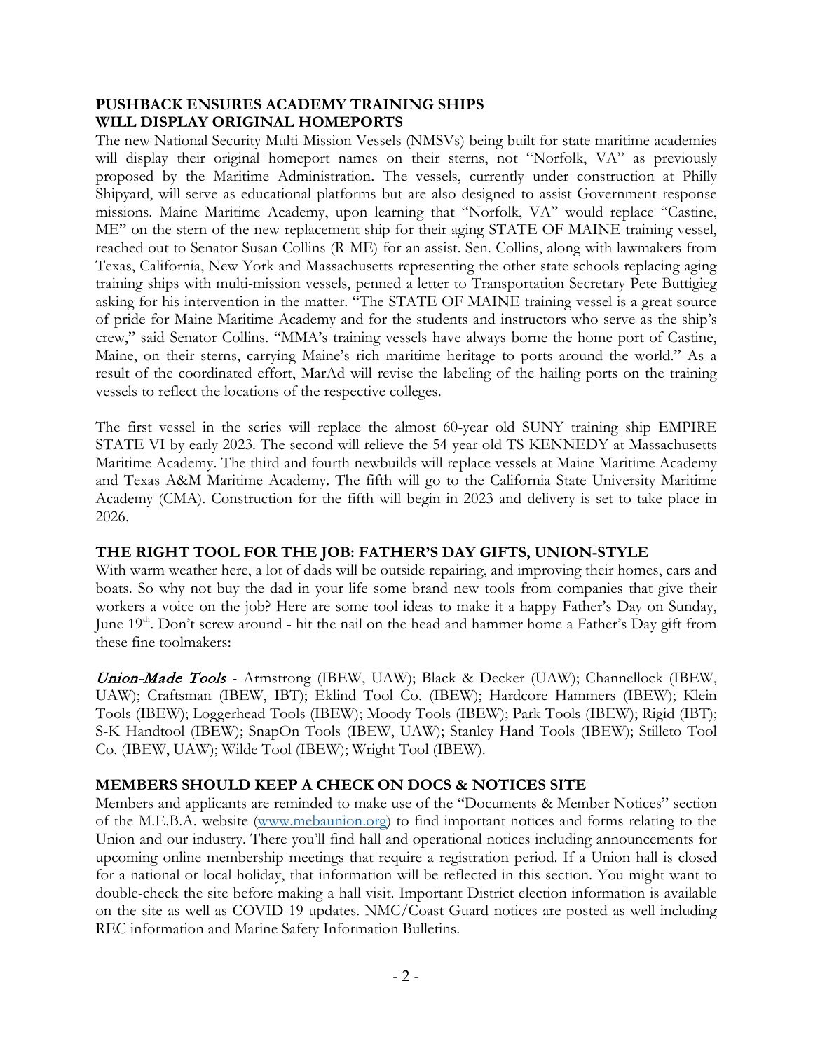## PUSHBACK ENSURES ACADEMY TRAINING SHIPS WILL DISPLAY ORIGINAL HOMEPORTS

The new National Security Multi-Mission Vessels (NMSVs) being built for state maritime academies will display their original homeport names on their sterns, not "Norfolk, VA" as previously proposed by the Maritime Administration. The vessels, currently under construction at Philly Shipyard, will serve as educational platforms but are also designed to assist Government response missions. Maine Maritime Academy, upon learning that "Norfolk, VA" would replace "Castine, ME" on the stern of the new replacement ship for their aging STATE OF MAINE training vessel, reached out to Senator Susan Collins (R-ME) for an assist. Sen. Collins, along with lawmakers from Texas, California, New York and Massachusetts representing the other state schools replacing aging training ships with multi-mission vessels, penned a letter to Transportation Secretary Pete Buttigieg asking for his intervention in the matter. "The STATE OF MAINE training vessel is a great source of pride for Maine Maritime Academy and for the students and instructors who serve as the ship's crew," said Senator Collins. "MMA's training vessels have always borne the home port of Castine, Maine, on their sterns, carrying Maine's rich maritime heritage to ports around the world." As a result of the coordinated effort, MarAd will revise the labeling of the hailing ports on the training vessels to reflect the locations of the respective colleges.

The first vessel in the series will replace the almost 60-year old SUNY training ship EMPIRE STATE VI by early 2023. The second will relieve the 54-year old TS KENNEDY at Massachusetts Maritime Academy. The third and fourth newbuilds will replace vessels at Maine Maritime Academy and Texas A&M Maritime Academy. The fifth will go to the California State University Maritime Academy (CMA). Construction for the fifth will begin in 2023 and delivery is set to take place in 2026.

## THE RIGHT TOOL FOR THE JOB: FATHER'S DAY GIFTS, UNION-STYLE

With warm weather here, a lot of dads will be outside repairing, and improving their homes, cars and boats. So why not buy the dad in your life some brand new tools from companies that give their workers a voice on the job? Here are some tool ideas to make it a happy Father's Day on Sunday, June 19th. Don't screw around - hit the nail on the head and hammer home a Father's Day gift from these fine toolmakers:

*Union-Made Tools* - Armstrong (IBEW, UAW); Black & Decker (UAW); Channellock (IBEW, UAW); Craftsman (IBEW, IBT); Eklind Tool Co. (IBEW); Hardcore Hammers (IBEW); Klein Tools (IBEW); Loggerhead Tools (IBEW); Moody Tools (IBEW); Park Tools (IBEW); Rigid (IBT); S-K Handtool (IBEW); SnapOn Tools (IBEW, UAW); Stanley Hand Tools (IBEW); Stilleto Tool Co. (IBEW, UAW); Wilde Tool (IBEW); Wright Tool (IBEW).

## MEMBERS SHOULD KEEP A CHECK ON DOCS & NOTICES SITE

Members and applicants are reminded to make use of the "Documents & Member Notices" section of the M.E.B.A. website (www.mebaunion.org) to find important notices and forms relating to the Union and our industry. There you'll find hall and operational notices including announcements for upcoming online membership meetings that require a registration period. If a Union hall is closed for a national or local holiday, that information will be reflected in this section. You might want to double-check the site before making a hall visit. Important District election information is available on the site as well as COVID-19 updates. NMC/Coast Guard notices are posted as well including REC information and Marine Safety Information Bulletins.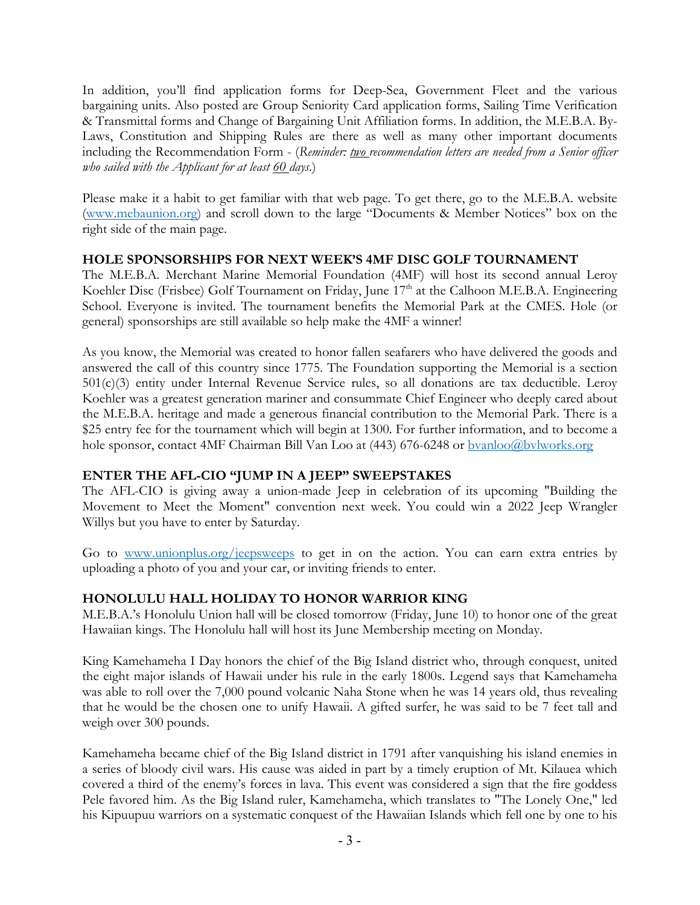In addition, you'll find application forms for Deep-Sea, Government Fleet and the various bargaining units. Also posted are Group Seniority Card application forms, Sailing Time Verification & Transmittal forms and Change of Bargaining Unit Affiliation forms. In addition, the M.E.B.A. By-Laws, Constitution and Shipping Rules are there as well as many other important documents including the Recommendation Form - (*Reminder: two recommendation letters are needed from a Senior officer who sailed with the Applicant for at least 60 days*.)

Please make it a habit to get familiar with that web page. To get there, go to the M.E.B.A. website (www.mebaunion.org) and scroll down to the large "Documents & Member Notices" box on the right side of the main page.

**HOLE SPONSORSHIPS FOR NEXT WEEK'S 4MF DISC GOLF TOURNAMENT**

The M.E.B.A. Merchant Marine Memorial Foundation (4MF) will host its second annual Leroy Koehler Disc (Frisbee) Golf Tournament on Friday, June 17th at the Calhoon M.E.B.A. Engineering School. Everyone is invited. The tournament benefits the Memorial Park at the CMES. Hole (or general) sponsorships are still available so help make the 4MF a winner!

As you know, the Memorial was created to honor fallen seafarers who have delivered the goods and answered the call of this country since 1775. The Foundation supporting the Memorial is a section 501(c)(3) entity under Internal Revenue Service rules, so all donations are tax deductible. Leroy Koehler was a greatest generation mariner and consummate Chief Engineer who deeply cared about the M.E.B.A. heritage and made a generous financial contribution to the Memorial Park. There is a $25 entry fee for the tournament which will begin at 1300. For further information, and to become a hole sponsor, contact 4MF Chairman Bill Van Loo at (443) 676-6248 or bvanloo@bvlworks.org

**ENTER THE AFL-CIO "JUMP IN A JEEP" SWEEPSTAKES**

The AFL-CIO is giving away a union-made Jeep in celebration of its upcoming "Building the Movement to Meet the Moment" convention next week. You could win a 2022 Jeep Wrangler Willys but you have to enter by Saturday.

Go to www.unionplus.org/jeepsweeps to get in on the action. You can earn extra entries by uploading a photo of you and your car, or inviting friends to enter.

**HONOLULU HALL HOLIDAY TO HONOR WARRIOR KING**

M.E.B.A.'s Honolulu Union hall will be closed tomorrow (Friday, June 10) to honor one of the great Hawaiian kings. The Honolulu hall will host its June Membership meeting on Monday.

King Kamehameha I Day honors the chief of the Big Island district who, through conquest, united the eight major islands of Hawaii under his rule in the early 1800s. Legend says that Kamehameha was able to roll over the 7,000 pound volcanic Naha Stone when he was 14 years old, thus revealing that he would be the chosen one to unify Hawaii. A gifted surfer, he was said to be 7 feet tall and weigh over 300 pounds.

Kamehameha became chief of the Big Island district in 1791 after vanquishing his island enemies in a series of bloody civil wars. His cause was aided in part by a timely eruption of Mt. Kilauea which covered a third of the enemy's forces in lava. This event was considered a sign that the fire goddess Pele favored him. As the Big Island ruler, Kamehameha, which translates to "The Lonely One," led his Kipuupuu warriors on a systematic conquest of the Hawaiian Islands which fell one by one to his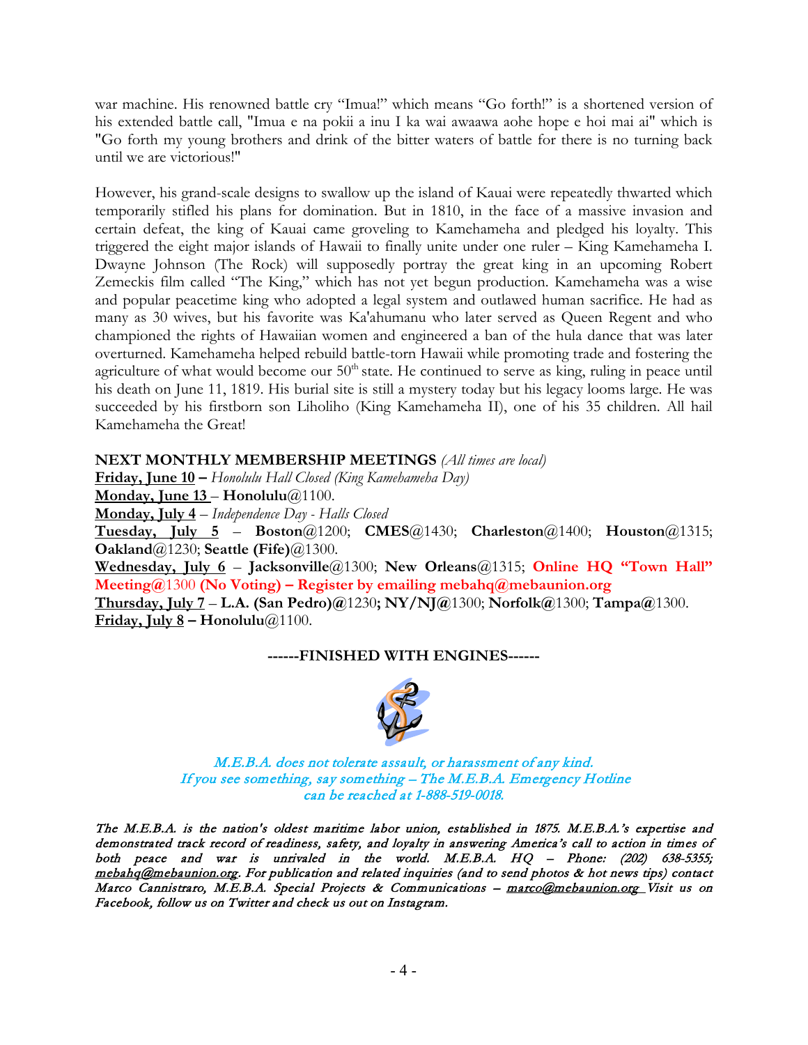war machine. His renowned battle cry "Imua!" which means "Go forth!" is a shortened version of his extended battle call, "Imua e na pokii a inu I ka wai awaawa aohe hope e hoi mai ai" which is "Go forth my young brothers and drink of the bitter waters of battle for there is no turning back until we are victorious!"

However, his grand-scale designs to swallow up the island of Kauai were repeatedly thwarted which temporarily stifled his plans for domination. But in 1810, in the face of a massive invasion and certain defeat, the king of Kauai came groveling to Kamehameha and pledged his loyalty. This triggered the eight major islands of Hawaii to finally unite under one ruler – King Kamehameha I. Dwayne Johnson (The Rock) will supposedly portray the great king in an upcoming Robert Zemeckis film called "The King," which has not yet begun production. Kamehameha was a wise and popular peacetime king who adopted a legal system and outlawed human sacrifice. He had as many as 30 wives, but his favorite was Ka'ahumanu who later served as Queen Regent and who championed the rights of Hawaiian women and engineered a ban of the hula dance that was later overturned. Kamehameha helped rebuild battle-torn Hawaii while promoting trade and fostering the agriculture of what would become our 50th state. He continued to serve as king, ruling in peace until his death on June 11, 1819. His burial site is still a mystery today but his legacy looms large. He was succeeded by his firstborn son Liholiho (King Kamehameha II), one of his 35 children. All hail Kamehameha the Great!

**NEXT MONTHLY MEMBERSHIP MEETINGS** *(All times are local)*

**Friday, June 10 –** *Honolulu Hall Closed (King Kamehameha Day)*

**Monday, June 13** – **Honolulu**@1100.

**Monday, July 4** – *Independence Day - Halls Closed*

**Tuesday, July 5** – **Boston**@1200; **CMES**@1430; **Charleston**@1400; **Houston**@1315; **Oakland**@1230; **Seattle (Fife)**@1300.

**Wednesday, July 6** – **Jacksonville**@1300; **New Orleans**@1315; **Online HQ "Town Hall" Meeting**@1300 **(No Voting) – Register by emailing mebahq@mebaunion.org**

**Thursday, July 7** – **L.A. (San Pedro)@**1230**; NY/NJ@**1300; **Norfolk@**1300; **Tampa@**1300.

**Friday, July 8 – Honolulu**@1100.

**------FINISHED WITH ENGINES------**

*M.E.B.A. does not tolerate assault, or harassment of any kind.*
*If you see something, say something – The M.E.B.A. Emergency Hotline can be reached at 1-888-519-0018.*

*The M.E.B.A. is the nation's oldest maritime labor union, established in 1875. M.E.B.A.'s expertise and demonstrated track record of readiness, safety, and loyalty in answering America's call to action in times of both peace and war is unrivaled in the world. M.E.B.A. HQ – Phone: (202) 638-5355; mebahq@mebaunion.org. For publication and related inquiries (and to send photos & hot news tips) contact Marco Cannistraro, M.E.B.A. Special Projects & Communications – marco@mebaunion.org Visit us on Facebook, follow us on Twitter and check us out on Instagram.*